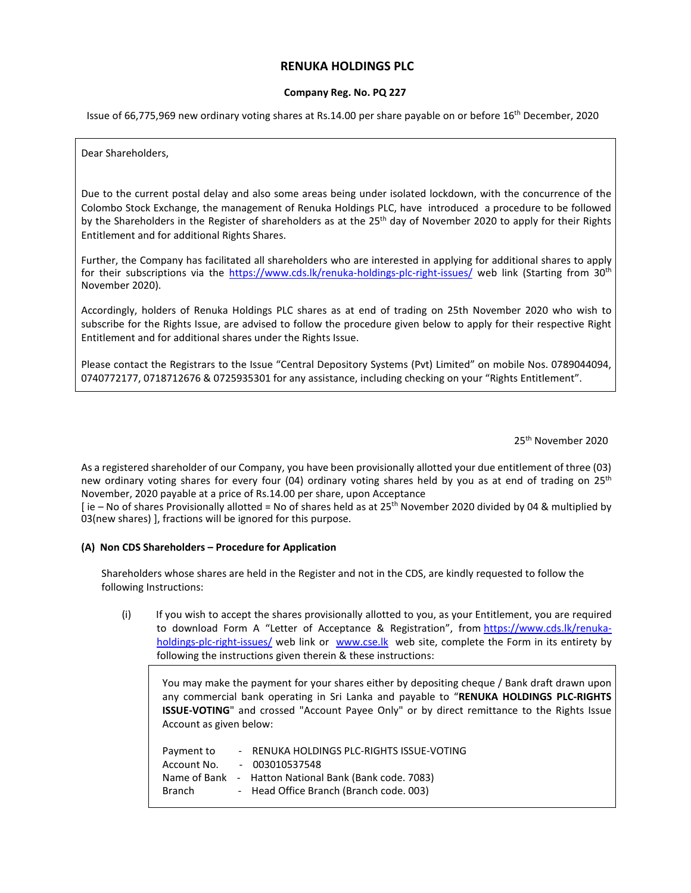# RENUKA HOLDINGS PLC

**Company Reg. No. PQ 227**

Issue of 66,775,969 new ordinary voting shares at Rs.14.00 per share payable on or before 16th December, 2020

Dear Shareholders,

Due to the current postal delay and also some areas being under isolated lockdown, with the concurrence of the Colombo Stock Exchange, the management of Renuka Holdings PLC, have introduced a procedure to be followed by the Shareholders in the Register of shareholders as at the 25th day of November 2020 to apply for their Rights Entitlement and for additional Rights Shares.

Further, the Company has facilitated all shareholders who are interested in applying for additional shares to apply for their subscriptions via the https://www.cds.lk/renuka-holdings-plc-right-issues/ web link (Starting from 30th November 2020).

Accordingly, holders of Renuka Holdings PLC shares as at end of trading on 25th November 2020 who wish to subscribe for the Rights Issue, are advised to follow the procedure given below to apply for their respective Right Entitlement and for additional shares under the Rights Issue.

Please contact the Registrars to the Issue "Central Depository Systems (Pvt) Limited" on mobile Nos. 0789044094, 0740772177, 0718712676 & 0725935301 for any assistance, including checking on your "Rights Entitlement".

25th November 2020

As a registered shareholder of our Company, you have been provisionally allotted your due entitlement of three (03) new ordinary voting shares for every four (04) ordinary voting shares held by you as at end of trading on 25th November, 2020 payable at a price of Rs.14.00 per share, upon Acceptance
[ ie – No of shares Provisionally allotted = No of shares held as at 25th November 2020 divided by 04 & multiplied by 03(new shares) ], fractions will be ignored for this purpose.

### (A) Non CDS Shareholders – Procedure for Application

Shareholders whose shares are held in the Register and not in the CDS, are kindly requested to follow the following Instructions:

(i) If you wish to accept the shares provisionally allotted to you, as your Entitlement, you are required to download Form A "Letter of Acceptance & Registration", from https://www.cds.lk/renuka-holdings-plc-right-issues/ web link or www.cse.lk web site, complete the Form in its entirety by following the instructions given therein & these instructions:

You may make the payment for your shares either by depositing cheque / Bank draft drawn upon any commercial bank operating in Sri Lanka and payable to "**RENUKA HOLDINGS PLC-RIGHTS ISSUE-VOTING**" and crossed "Account Payee Only" or by direct remittance to the Rights Issue Account as given below:

Payment to - RENUKA HOLDINGS PLC-RIGHTS ISSUE-VOTING
Account No. - 003010537548
Name of Bank - Hatton National Bank (Bank code. 7083)
Branch - Head Office Branch (Branch code. 003)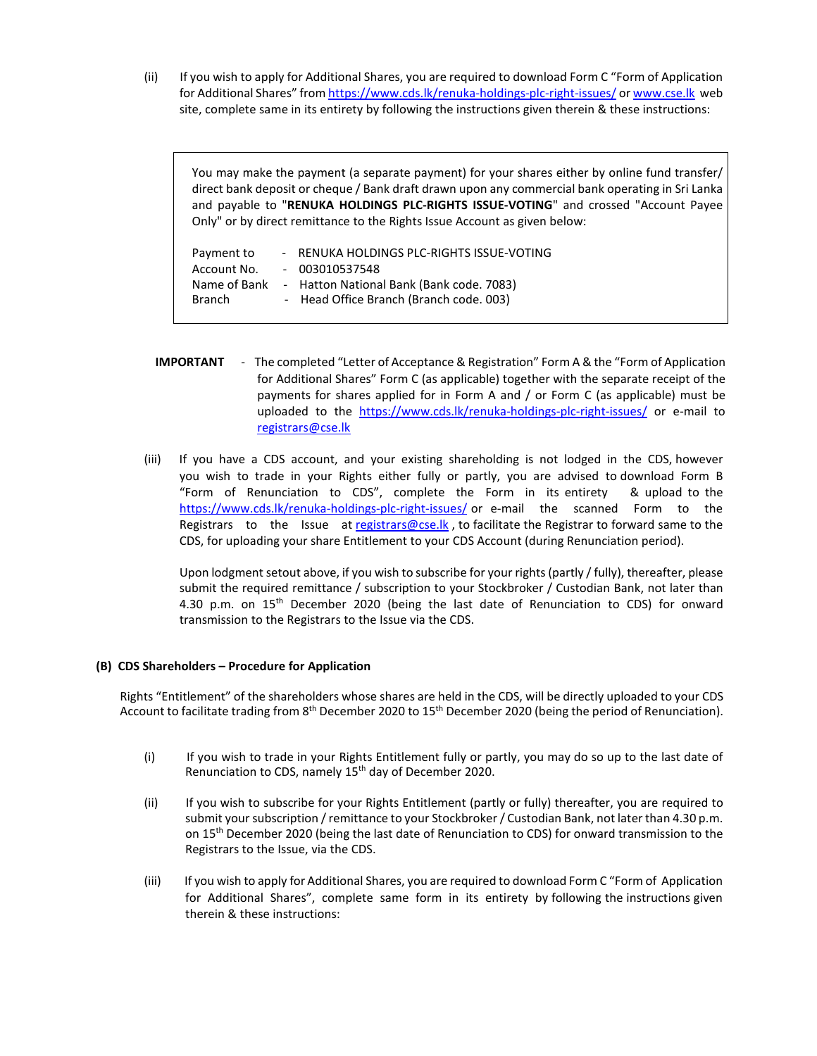(ii) If you wish to apply for Additional Shares, you are required to download Form C "Form of Application for Additional Shares" from https://www.cds.lk/renuka-holdings-plc-right-issues/ or www.cse.lk web site, complete same in its entirety by following the instructions given therein & these instructions:

> You may make the payment (a separate payment) for your shares either by online fund transfer/ direct bank deposit or cheque / Bank draft drawn upon any commercial bank operating in Sri Lanka and payable to "**RENUKA HOLDINGS PLC-RIGHTS ISSUE-VOTING**" and crossed "Account Payee Only" or by direct remittance to the Rights Issue Account as given below:
>
> Payment to - RENUKA HOLDINGS PLC-RIGHTS ISSUE-VOTING
> Account No. - 003010537548
> Name of Bank - Hatton National Bank (Bank code. 7083)
> Branch - Head Office Branch (Branch code. 003)

**IMPORTANT** - The completed "Letter of Acceptance & Registration" Form A & the "Form of Application for Additional Shares" Form C (as applicable) together with the separate receipt of the payments for shares applied for in Form A and / or Form C (as applicable) must be uploaded to the https://www.cds.lk/renuka-holdings-plc-right-issues/ or e-mail to registrars@cse.lk

(iii) If you have a CDS account, and your existing shareholding is not lodged in the CDS, however you wish to trade in your Rights either fully or partly, you are advised to download Form B "Form of Renunciation to CDS", complete the Form in its entirety & upload to the https://www.cds.lk/renuka-holdings-plc-right-issues/ or e-mail the scanned Form to the Registrars to the Issue at registrars@cse.lk , to facilitate the Registrar to forward same to the CDS, for uploading your share Entitlement to your CDS Account (during Renunciation period).

Upon lodgment setout above, if you wish to subscribe for your rights (partly / fully), thereafter, please submit the required remittance / subscription to your Stockbroker / Custodian Bank, not later than 4.30 p.m. on 15th December 2020 (being the last date of Renunciation to CDS) for onward transmission to the Registrars to the Issue via the CDS.

### (B) CDS Shareholders – Procedure for Application

Rights "Entitlement" of the shareholders whose shares are held in the CDS, will be directly uploaded to your CDS Account to facilitate trading from 8th December 2020 to 15th December 2020 (being the period of Renunciation).

(i) If you wish to trade in your Rights Entitlement fully or partly, you may do so up to the last date of Renunciation to CDS, namely 15th day of December 2020.

(ii) If you wish to subscribe for your Rights Entitlement (partly or fully) thereafter, you are required to submit your subscription / remittance to your Stockbroker / Custodian Bank, not later than 4.30 p.m. on 15th December 2020 (being the last date of Renunciation to CDS) for onward transmission to the Registrars to the Issue, via the CDS.

(iii) If you wish to apply for Additional Shares, you are required to download Form C "Form of Application for Additional Shares", complete same form in its entirety by following the instructions given therein & these instructions: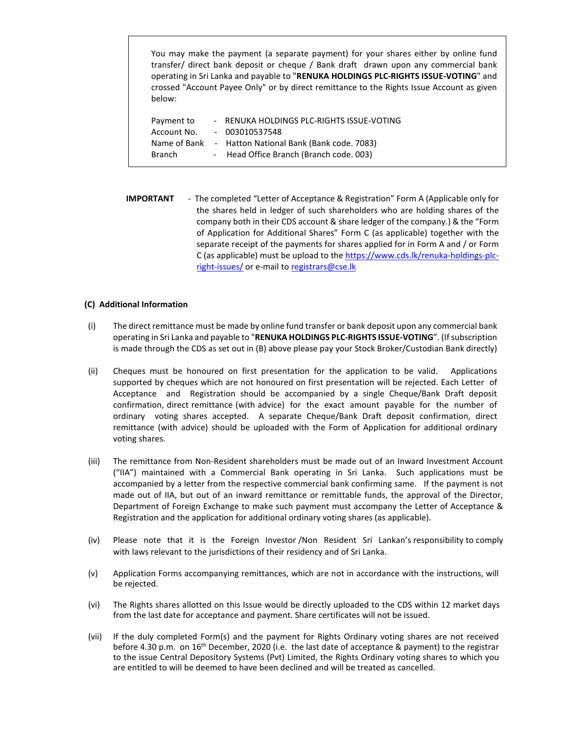You may make the payment (a separate payment) for your shares either by online fund transfer/ direct bank deposit or cheque / Bank draft drawn upon any commercial bank operating in Sri Lanka and payable to "**RENUKA HOLDINGS PLC-RIGHTS ISSUE-VOTING**" and crossed "Account Payee Only" or by direct remittance to the Rights Issue Account as given below:

| | | |
|---|---|---|
| Payment to | - | RENUKA HOLDINGS PLC-RIGHTS ISSUE-VOTING |
| Account No. | - | 003010537548 |
| Name of Bank | - | Hatton National Bank (Bank code. 7083) |
| Branch | - | Head Office Branch (Branch code. 003) |

**IMPORTANT** - The completed "Letter of Acceptance & Registration" Form A (Applicable only for the shares held in ledger of such shareholders who are holding shares of the company both in their CDS account & share ledger of the company.) & the "Form of Application for Additional Shares" Form C (as applicable) together with the separate receipt of the payments for shares applied for in Form A and / or Form C (as applicable) must be upload to the https://www.cds.lk/renuka-holdings-plc-right-issues/ or e-mail to registrars@cse.lk

### (C) Additional Information

(i) The direct remittance must be made by online fund transfer or bank deposit upon any commercial bank operating in Sri Lanka and payable to "**RENUKA HOLDINGS PLC-RIGHTS ISSUE-VOTING**". (If subscription is made through the CDS as set out in (B) above please pay your Stock Broker/Custodian Bank directly)

(ii) Cheques must be honoured on first presentation for the application to be valid. Applications supported by cheques which are not honoured on first presentation will be rejected. Each Letter of Acceptance and Registration should be accompanied by a single Cheque/Bank Draft deposit confirmation, direct remittance (with advice) for the exact amount payable for the number of ordinary voting shares accepted. A separate Cheque/Bank Draft deposit confirmation, direct remittance (with advice) should be uploaded with the Form of Application for additional ordinary voting shares.

(iii) The remittance from Non-Resident shareholders must be made out of an Inward Investment Account ("IIA") maintained with a Commercial Bank operating in Sri Lanka. Such applications must be accompanied by a letter from the respective commercial bank confirming same. If the payment is not made out of IIA, but out of an inward remittance or remittable funds, the approval of the Director, Department of Foreign Exchange to make such payment must accompany the Letter of Acceptance & Registration and the application for additional ordinary voting shares (as applicable).

(iv) Please note that it is the Foreign Investor /Non Resident Sri Lankan's responsibility to comply with laws relevant to the jurisdictions of their residency and of Sri Lanka.

(v) Application Forms accompanying remittances, which are not in accordance with the instructions, will be rejected.

(vi) The Rights shares allotted on this Issue would be directly uploaded to the CDS within 12 market days from the last date for acceptance and payment. Share certificates will not be issued.

(vii) If the duly completed Form(s) and the payment for Rights Ordinary voting shares are not received before 4.30 p.m. on 16th December, 2020 (i.e. the last date of acceptance & payment) to the registrar to the issue Central Depository Systems (Pvt) Limited, the Rights Ordinary voting shares to which you are entitled to will be deemed to have been declined and will be treated as cancelled.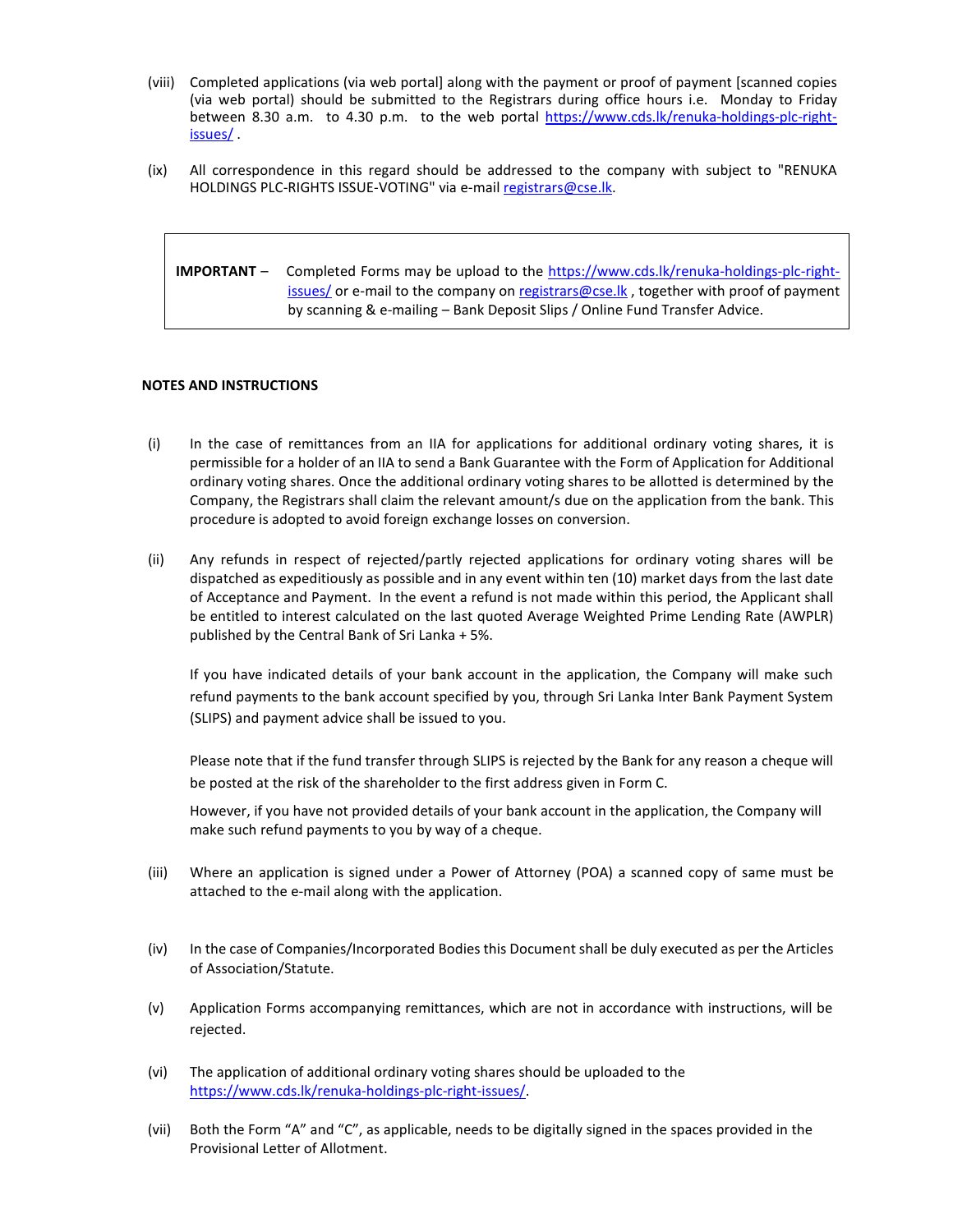(viii) Completed applications (via web portal] along with the payment or proof of payment [scanned copies (via web portal) should be submitted to the Registrars during office hours i.e. Monday to Friday between 8.30 a.m. to 4.30 p.m. to the web portal https://www.cds.lk/renuka-holdings-plc-right-issues/ .

(ix) All correspondence in this regard should be addressed to the company with subject to "RENUKA HOLDINGS PLC-RIGHTS ISSUE-VOTING" via e-mail registrars@cse.lk.

> **IMPORTANT** – Completed Forms may be upload to the https://www.cds.lk/renuka-holdings-plc-right-issues/ or e-mail to the company on registrars@cse.lk , together with proof of payment by scanning & e-mailing – Bank Deposit Slips / Online Fund Transfer Advice.

**NOTES AND INSTRUCTIONS**

(i) In the case of remittances from an IIA for applications for additional ordinary voting shares, it is permissible for a holder of an IIA to send a Bank Guarantee with the Form of Application for Additional ordinary voting shares. Once the additional ordinary voting shares to be allotted is determined by the Company, the Registrars shall claim the relevant amount/s due on the application from the bank. This procedure is adopted to avoid foreign exchange losses on conversion.

(ii) Any refunds in respect of rejected/partly rejected applications for ordinary voting shares will be dispatched as expeditiously as possible and in any event within ten (10) market days from the last date of Acceptance and Payment. In the event a refund is not made within this period, the Applicant shall be entitled to interest calculated on the last quoted Average Weighted Prime Lending Rate (AWPLR) published by the Central Bank of Sri Lanka + 5%.

If you have indicated details of your bank account in the application, the Company will make such refund payments to the bank account specified by you, through Sri Lanka Inter Bank Payment System (SLIPS) and payment advice shall be issued to you.

Please note that if the fund transfer through SLIPS is rejected by the Bank for any reason a cheque will be posted at the risk of the shareholder to the first address given in Form C.

However, if you have not provided details of your bank account in the application, the Company will make such refund payments to you by way of a cheque.

(iii) Where an application is signed under a Power of Attorney (POA) a scanned copy of same must be attached to the e-mail along with the application.

(iv) In the case of Companies/Incorporated Bodies this Document shall be duly executed as per the Articles of Association/Statute.

(v) Application Forms accompanying remittances, which are not in accordance with instructions, will be rejected.

(vi) The application of additional ordinary voting shares should be uploaded to the https://www.cds.lk/renuka-holdings-plc-right-issues/.

(vii) Both the Form "A" and "C", as applicable, needs to be digitally signed in the spaces provided in the Provisional Letter of Allotment.